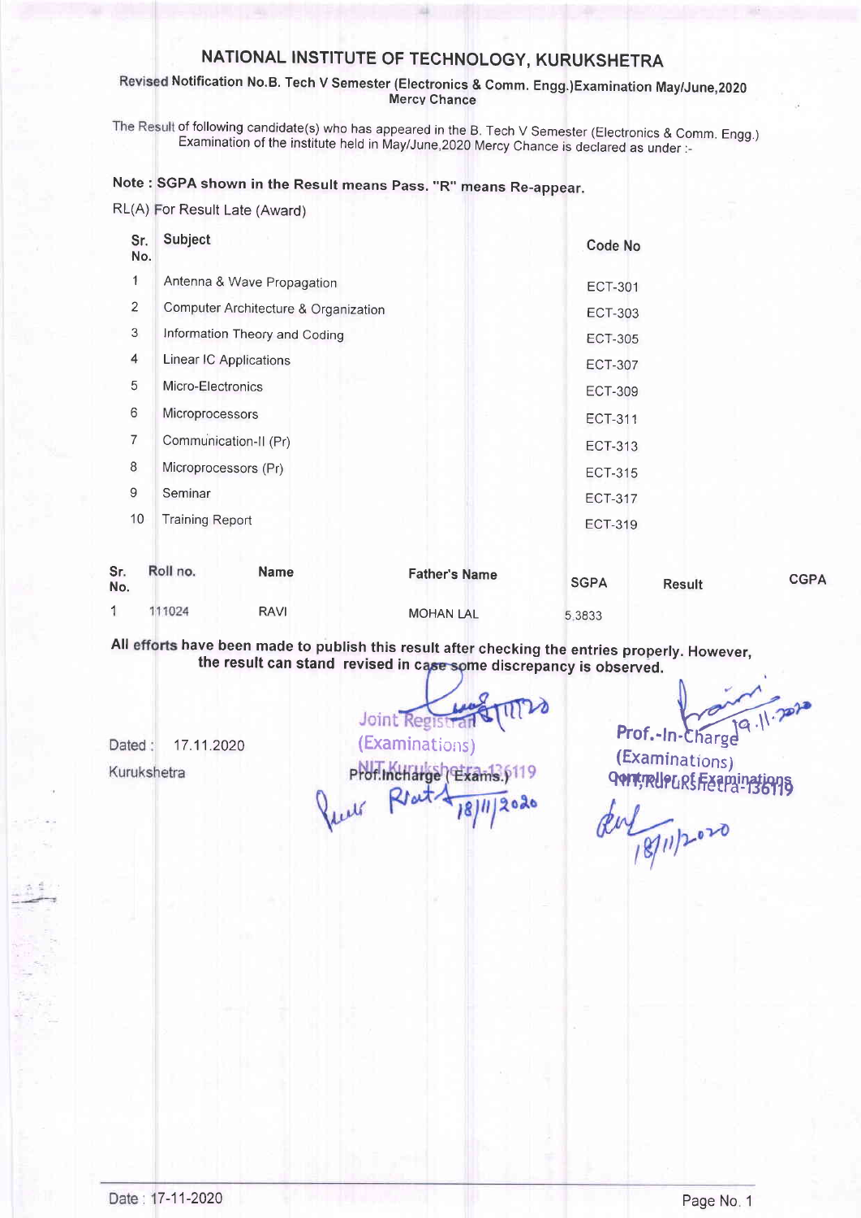# NATIONAL INSTITUTE OF TECHNOLOGY, KURUKSHETRA

Revised Notification No.B. Tech V Semester (Electronics & Comm. Engg.)Examination May/June,2020
Mercy Chance

The Result of following candidate(s) who has appeared in the B. Tech V Semester (Electronics & Comm. Engg.) Examination of the institute held in May/June,2020 Mercy Chance is declared as under :-

**Note : SGPA shown in the Result means Pass. "R" means Re-appear.**

RL(A) For Result Late (Award)

| Sr. No. | Subject | Code No |
|---|---|---|
| 1 | Antenna & Wave Propagation | ECT-301 |
| 2 | Computer Architecture & Organization | ECT-303 |
| 3 | Information Theory and Coding | ECT-305 |
| 4 | Linear IC Applications | ECT-307 |
| 5 | Micro-Electronics | ECT-309 |
| 6 | Microprocessors | ECT-311 |
| 7 | Communication-II (Pr) | ECT-313 |
| 8 | Microprocessors (Pr) | ECT-315 |
| 9 | Seminar | ECT-317 |
| 10 | Training Report | ECT-319 |

| Sr. No. | Roll no. | Name | Father's Name | SGPA | Result | CGPA |
|---|---|---|---|---|---|---|
| 1 | 111024 | RAVI | MOHAN LAL | 5.3833 | | |

**All efforts have been made to publish this result after checking the entries properly. However, the result can stand revised in case some discrepancy is observed.**

Dated : 17.11.2020

Kurukshetra

Joint Registrar (Examinations)
NIT Kurukshetra-136119
Prof.Incharge (Exams.)

Prof.-In-Charge (Examinations)
Controller of Examinations
NIT, Kurukshetra-136119

Date : 17-11-2020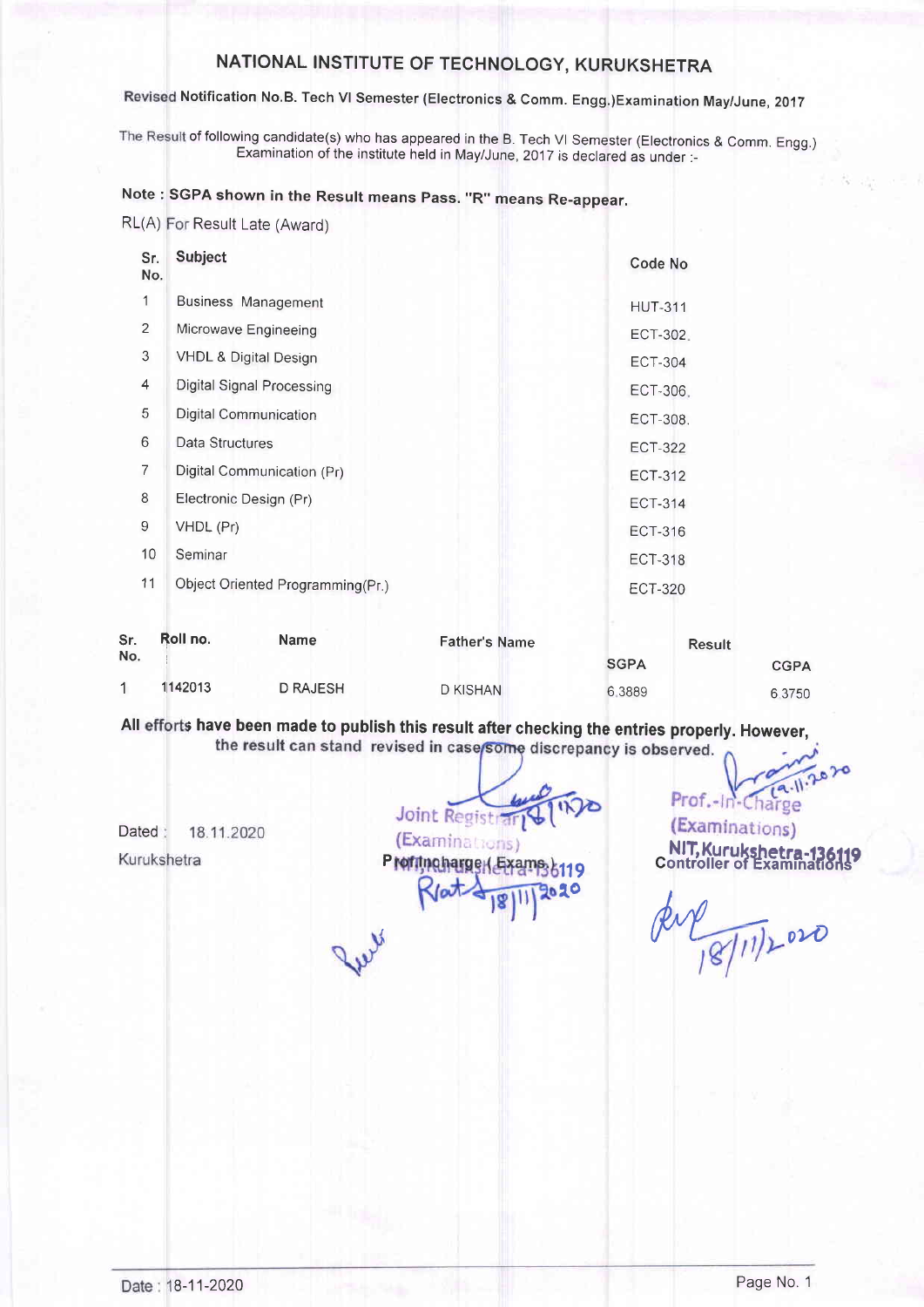# NATIONAL INSTITUTE OF TECHNOLOGY, KURUKSHETRA

**Revised Notification No.B. Tech VI Semester (Electronics & Comm. Engg.)Examination May/June, 2017**

The Result of following candidate(s) who has appeared in the B. Tech VI Semester (Electronics & Comm. Engg.) Examination of the institute held in May/June, 2017 is declared as under :-

**Note : SGPA shown in the Result means Pass. "R" means Re-appear.**

RL(A) For Result Late (Award)

| Sr. No. | Subject | Code No |
|---|---|---|
| 1 | Business Management | HUT-311 |
| 2 | Microwave Engineeing | ECT-302. |
| 3 | VHDL & Digital Design | ECT-304 |
| 4 | Digital Signal Processing | ECT-306. |
| 5 | Digital Communication | ECT-308. |
| 6 | Data Structures | ECT-322 |
| 7 | Digital Communication (Pr) | ECT-312 |
| 8 | Electronic Design (Pr) | ECT-314 |
| 9 | VHDL (Pr) | ECT-316 |
| 10 | Seminar | ECT-318 |
| 11 | Object Oriented Programming(Pr.) | ECT-320 |

| Sr. No. | Roll no. | Name | Father's Name | Result | |
|---|---|---|---|---|---|
| | | | | SGPA | CGPA |
| 1 | 1142013 | D RAJESH | D KISHAN | 6.3889 | 6.3750 |

**All efforts have been made to publish this result after checking the entries properly. However, the result can stand revised in case some discrepancy is observed.**

Dated : 18.11.2020

Kurukshetra

Joint Registrar 18/11/20
(Examinations)
Prof.Incharge (Exams.)
NIT, Kurukshetra-136119
18/11/2020

Prof.-In-Charge 19.11.2020
(Examinations)
NIT, Kurukshetra-136119
Controller of Examinations
18/11/2020

Date : 18-11-2020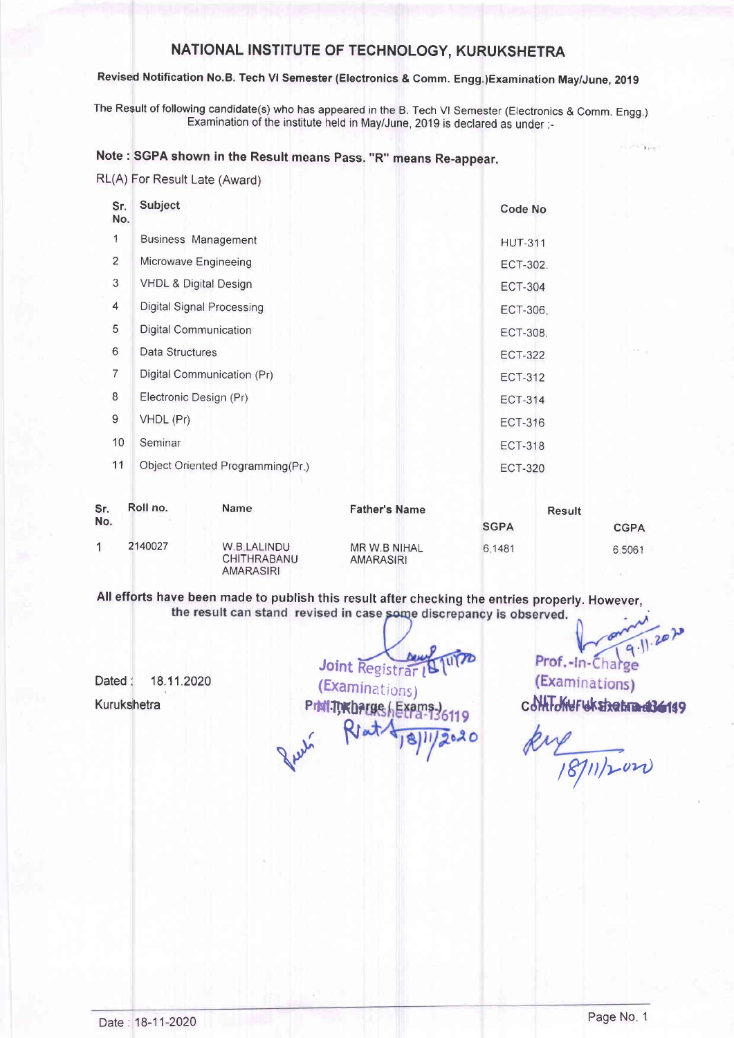# NATIONAL INSTITUTE OF TECHNOLOGY, KURUKSHETRA

**Revised Notification No.B. Tech VI Semester (Electronics & Comm. Engg.)Examination May/June, 2019**

The Result of following candidate(s) who has appeared in the B. Tech VI Semester (Electronics & Comm. Engg.) Examination of the institute held in May/June, 2019 is declared as under :-

**Note : SGPA shown in the Result means Pass. "R" means Re-appear.**

RL(A) For Result Late (Award)

| Sr. No. | Subject | Code No |
|---|---|---|
| 1 | Business Management | HUT-311 |
| 2 | Microwave Engineering | ECT-302. |
| 3 | VHDL & Digital Design | ECT-304 |
| 4 | Digital Signal Processing | ECT-306. |
| 5 | Digital Communication | ECT-308. |
| 6 | Data Structures | ECT-322 |
| 7 | Digital Communication (Pr) | ECT-312 |
| 8 | Electronic Design (Pr) | ECT-314 |
| 9 | VHDL (Pr) | ECT-316 |
| 10 | Seminar | ECT-318 |
| 11 | Object Oriented Programming(Pr.) | ECT-320 |

| Sr. No. | Roll no. | Name | Father's Name | Result | |
|---|---|---|---|---|---|
| | | | | SGPA | CGPA |
| 1 | 2140027 | W.B.LALINDU CHITHRABANU AMARASIRI | MR W.B NIHAL AMARASIRI | 6.1481 | 6.5061 |

**All efforts have been made to publish this result after checking the entries properly. However, the result can stand revised in case some discrepancy is observed.**

Dated : 18.11.2020

Kurukshetra

Joint Registrar 18/11/20
(Examinations)
Prof.-In-Charge (Exams.)
NIT, Kurukshetra-136119
18/11/2020

Prof.-In-Charge
(Examinations)
Controller of Examinations
NIT Kurukshetra-136119
19.11.2020
18/11/2020

Date : 18-11-2020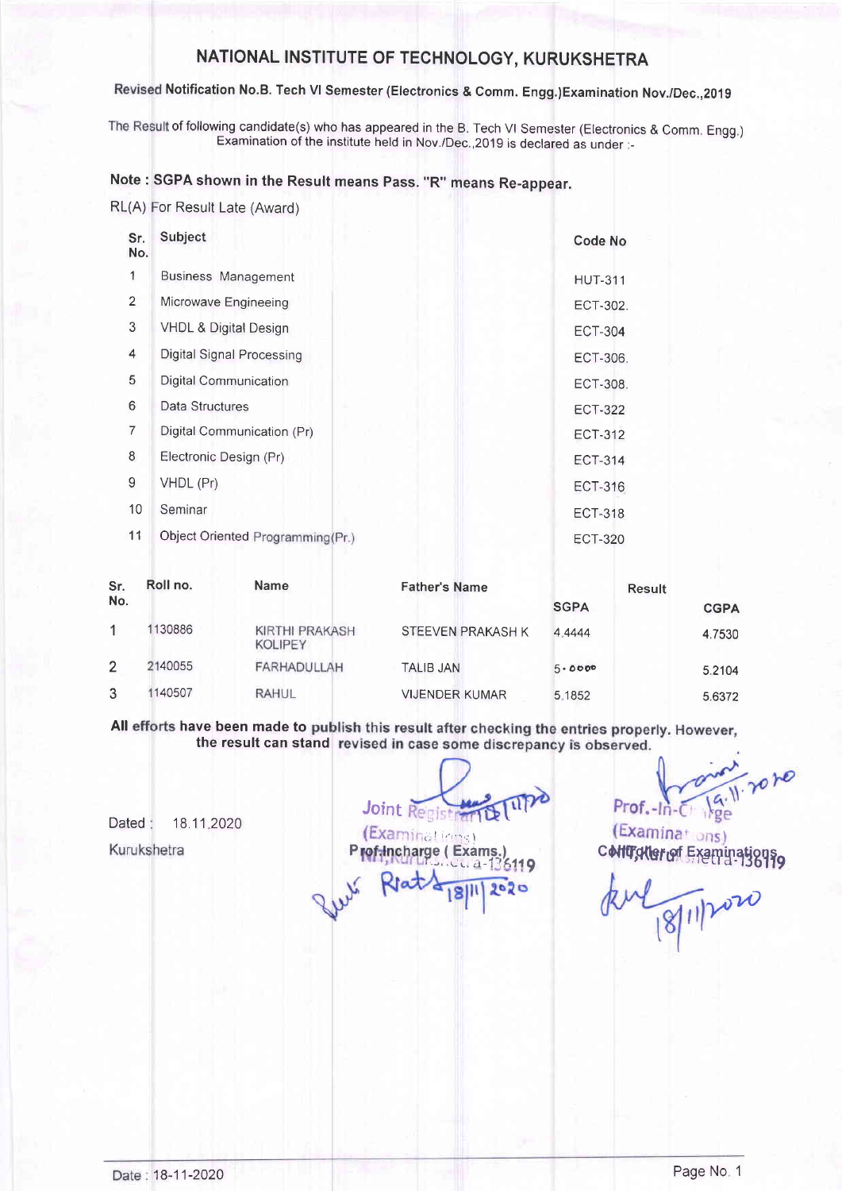# NATIONAL INSTITUTE OF TECHNOLOGY, KURUKSHETRA

## Revised Notification No.B. Tech VI Semester (Electronics & Comm. Engg.)Examination Nov./Dec.,2019

The Result of following candidate(s) who has appeared in the B. Tech VI Semester (Electronics & Comm. Engg.) Examination of the institute held in Nov./Dec.,2019 is declared as under :-

**Note : SGPA shown in the Result means Pass. "R" means Re-appear.**

RL(A) For Result Late (Award)

| Sr. No. | Subject | Code No |
|---|---|---|
| 1 | Business Management | HUT-311 |
| 2 | Microwave Engineeing | ECT-302. |
| 3 | VHDL & Digital Design | ECT-304 |
| 4 | Digital Signal Processing | ECT-306. |
| 5 | Digital Communication | ECT-308. |
| 6 | Data Structures | ECT-322 |
| 7 | Digital Communication (Pr) | ECT-312 |
| 8 | Electronic Design (Pr) | ECT-314 |
| 9 | VHDL (Pr) | ECT-316 |
| 10 | Seminar | ECT-318 |
| 11 | Object Oriented Programming(Pr.) | ECT-320 |

| Sr. No. | Roll no. | Name | Father's Name | Result | |
|---|---|---|---|---|---|
| | | | | SGPA | CGPA |
| 1 | 1130886 | KIRTHI PRAKASH KOLIPEY | STEEVEN PRAKASH K | 4.4444 | 4.7530 |
| 2 | 2140055 | FARHADULLAH | TALIB JAN | 5.0000 | 5.2104 |
| 3 | 1140507 | RAHUL | VIJENDER KUMAR | 5.1852 | 5.6372 |

**All efforts have been made to publish this result after checking the entries properly. However, the result can stand revised in case some discrepancy is observed.**

Dated : 18.11.2020

Kurukshetra

Joint Registrar (Examinations)
Prof-Incharge ( Exams.)
NIT, Kurukshetra-136119

Prof.-In-Charge (Examinations)
Controller of Examinations
NIT, Kurukshetra-136119

Date : 18-11-2020